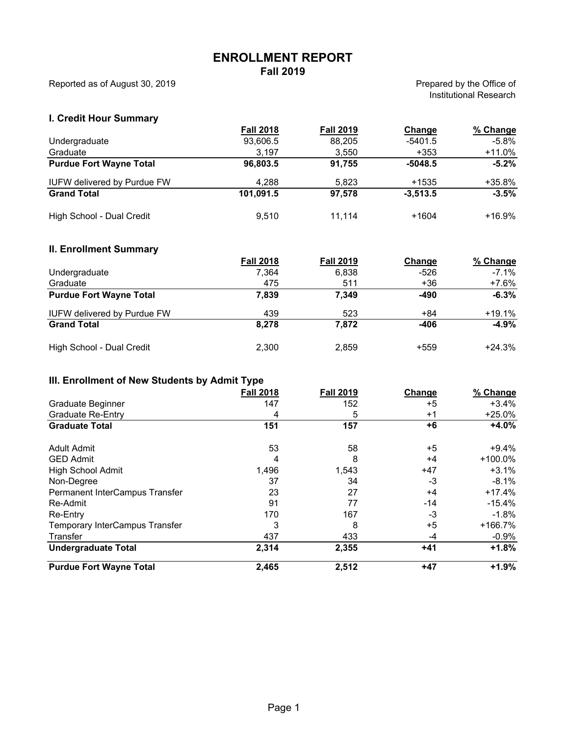# ENROLLMENT REPORT

## Fall 2019

Reported as of August 30, 2019

Prepared by the Office of Institutional Research

### I. Credit Hour Summary

| | Fall 2018 | Fall 2019 | Change | % Change |
|---|---|---|---|---|
| Undergraduate | 93,606.5 | 88,205 | -5401.5 | -5.8% |
| Graduate | 3,197 | 3,550 | +353 | +11.0% |
| **Purdue Fort Wayne Total** | **96,803.5** | **91,755** | **-5048.5** | **-5.2%** |
| IUFW delivered by Purdue FW | 4,288 | 5,823 | +1535 | +35.8% |
| **Grand Total** | **101,091.5** | **97,578** | **-3,513.5** | **-3.5%** |
| High School - Dual Credit | 9,510 | 11,114 | +1604 | +16.9% |

### II. Enrollment Summary

| | Fall 2018 | Fall 2019 | Change | % Change |
|---|---|---|---|---|
| Undergraduate | 7,364 | 6,838 | -526 | -7.1% |
| Graduate | 475 | 511 | +36 | +7.6% |
| **Purdue Fort Wayne Total** | **7,839** | **7,349** | **-490** | **-6.3%** |
| IUFW delivered by Purdue FW | 439 | 523 | +84 | +19.1% |
| **Grand Total** | **8,278** | **7,872** | **-406** | **-4.9%** |
| High School - Dual Credit | 2,300 | 2,859 | +559 | +24.3% |

### III. Enrollment of New Students by Admit Type

| | Fall 2018 | Fall 2019 | Change | % Change |
|---|---|---|---|---|
| Graduate Beginner | 147 | 152 | +5 | +3.4% |
| Graduate Re-Entry | 4 | 5 | +1 | +25.0% |
| **Graduate Total** | **151** | **157** | **+6** | **+4.0%** |
| Adult Admit | 53 | 58 | +5 | +9.4% |
| GED Admit | 4 | 8 | +4 | +100.0% |
| High School Admit | 1,496 | 1,543 | +47 | +3.1% |
| Non-Degree | 37 | 34 | -3 | -8.1% |
| Permanent InterCampus Transfer | 23 | 27 | +4 | +17.4% |
| Re-Admit | 91 | 77 | -14 | -15.4% |
| Re-Entry | 170 | 167 | -3 | -1.8% |
| Temporary InterCampus Transfer | 3 | 8 | +5 | +166.7% |
| Transfer | 437 | 433 | -4 | -0.9% |
| **Undergraduate Total** | **2,314** | **2,355** | **+41** | **+1.8%** |
| **Purdue Fort Wayne Total** | **2,465** | **2,512** | **+47** | **+1.9%** |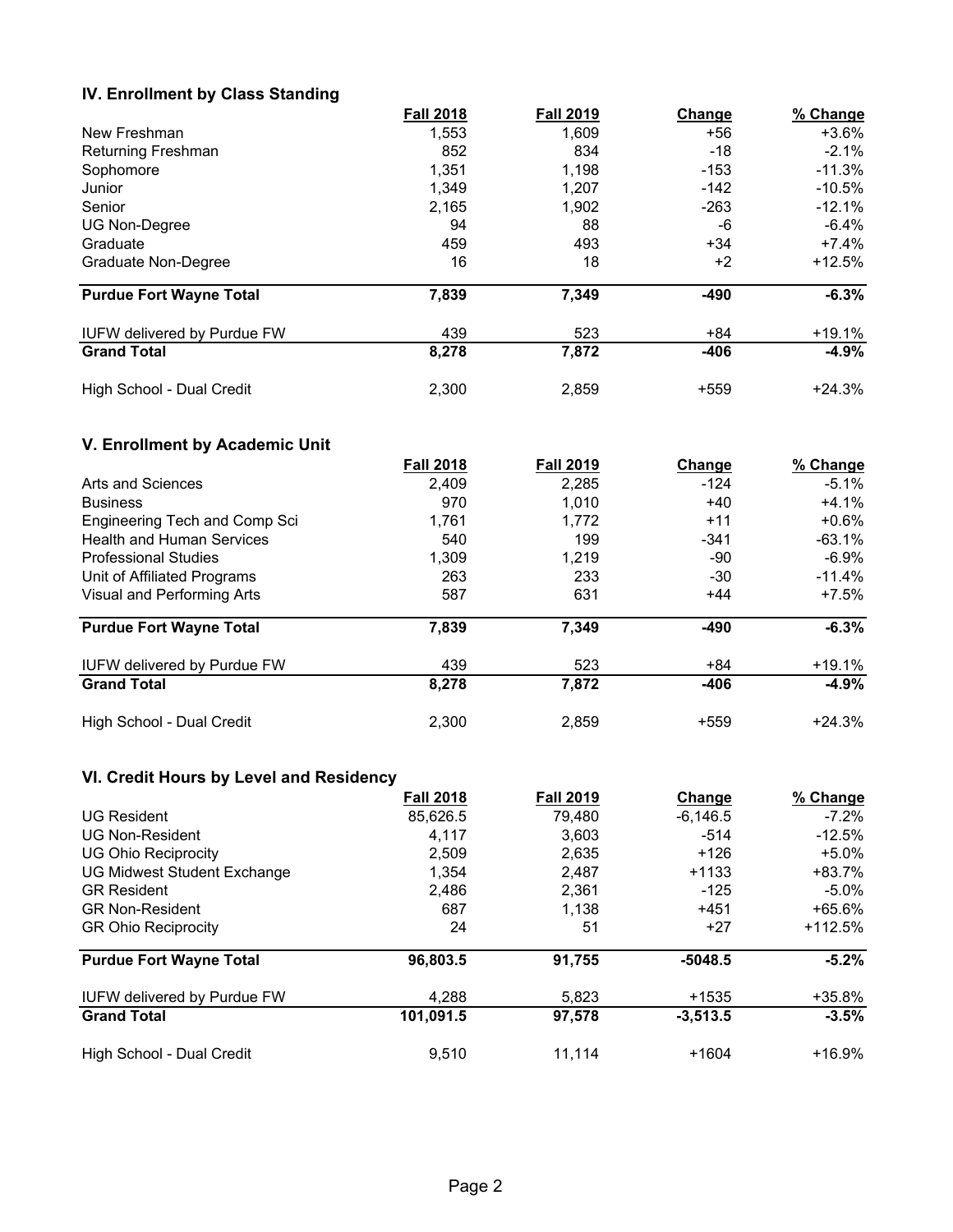## IV. Enrollment by Class Standing

| | Fall 2018 | Fall 2019 | Change | % Change |
|---|---|---|---|---|
| New Freshman | 1,553 | 1,609 | +56 | +3.6% |
| Returning Freshman | 852 | 834 | -18 | -2.1% |
| Sophomore | 1,351 | 1,198 | -153 | -11.3% |
| Junior | 1,349 | 1,207 | -142 | -10.5% |
| Senior | 2,165 | 1,902 | -263 | -12.1% |
| UG Non-Degree | 94 | 88 | -6 | -6.4% |
| Graduate | 459 | 493 | +34 | +7.4% |
| Graduate Non-Degree | 16 | 18 | +2 | +12.5% |
| **Purdue Fort Wayne Total** | **7,839** | **7,349** | **-490** | **-6.3%** |
| IUFW delivered by Purdue FW | 439 | 523 | +84 | +19.1% |
| **Grand Total** | **8,278** | **7,872** | **-406** | **-4.9%** |
| High School - Dual Credit | 2,300 | 2,859 | +559 | +24.3% |

## V. Enrollment by Academic Unit

| | Fall 2018 | Fall 2019 | Change | % Change |
|---|---|---|---|---|
| Arts and Sciences | 2,409 | 2,285 | -124 | -5.1% |
| Business | 970 | 1,010 | +40 | +4.1% |
| Engineering Tech and Comp Sci | 1,761 | 1,772 | +11 | +0.6% |
| Health and Human Services | 540 | 199 | -341 | -63.1% |
| Professional Studies | 1,309 | 1,219 | -90 | -6.9% |
| Unit of Affiliated Programs | 263 | 233 | -30 | -11.4% |
| Visual and Performing Arts | 587 | 631 | +44 | +7.5% |
| **Purdue Fort Wayne Total** | **7,839** | **7,349** | **-490** | **-6.3%** |
| IUFW delivered by Purdue FW | 439 | 523 | +84 | +19.1% |
| **Grand Total** | **8,278** | **7,872** | **-406** | **-4.9%** |
| High School - Dual Credit | 2,300 | 2,859 | +559 | +24.3% |

## VI. Credit Hours by Level and Residency

| | Fall 2018 | Fall 2019 | Change | % Change |
|---|---|---|---|---|
| UG Resident | 85,626.5 | 79,480 | -6,146.5 | -7.2% |
| UG Non-Resident | 4,117 | 3,603 | -514 | -12.5% |
| UG Ohio Reciprocity | 2,509 | 2,635 | +126 | +5.0% |
| UG Midwest Student Exchange | 1,354 | 2,487 | +1133 | +83.7% |
| GR Resident | 2,486 | 2,361 | -125 | -5.0% |
| GR Non-Resident | 687 | 1,138 | +451 | +65.6% |
| GR Ohio Reciprocity | 24 | 51 | +27 | +112.5% |
| **Purdue Fort Wayne Total** | **96,803.5** | **91,755** | **-5048.5** | **-5.2%** |
| IUFW delivered by Purdue FW | 4,288 | 5,823 | +1535 | +35.8% |
| **Grand Total** | **101,091.5** | **97,578** | **-3,513.5** | **-3.5%** |
| High School - Dual Credit | 9,510 | 11,114 | +1604 | +16.9% |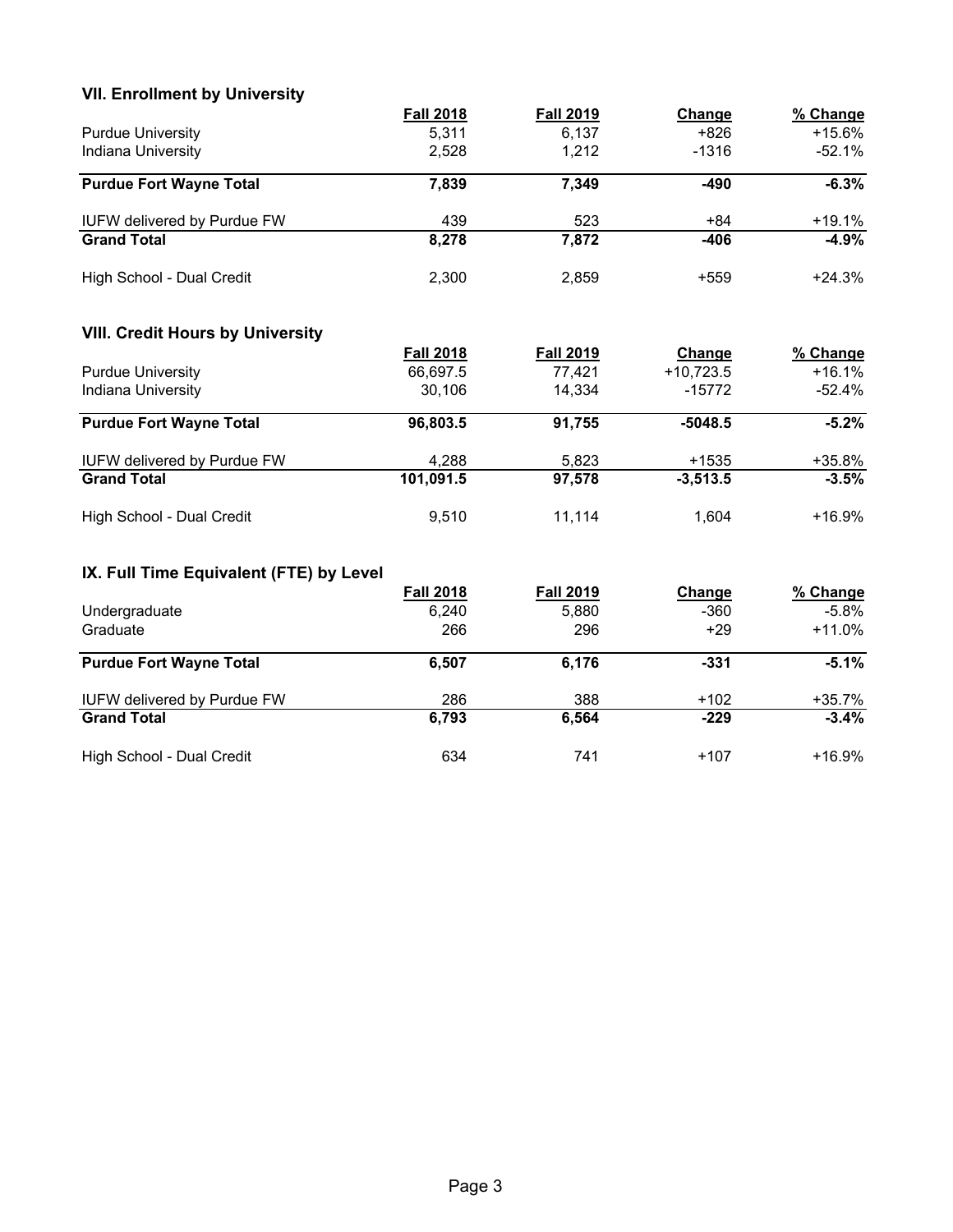### VII. Enrollment by University

| | Fall 2018 | Fall 2019 | Change | % Change |
|---|---|---|---|---|
| Purdue University | 5,311 | 6,137 | +826 | +15.6% |
| Indiana University | 2,528 | 1,212 | -1316 | -52.1% |
| **Purdue Fort Wayne Total** | **7,839** | **7,349** | **-490** | **-6.3%** |
| IUFW delivered by Purdue FW | 439 | 523 | +84 | +19.1% |
| **Grand Total** | **8,278** | **7,872** | **-406** | **-4.9%** |
| High School - Dual Credit | 2,300 | 2,859 | +559 | +24.3% |

### VIII. Credit Hours by University

| | Fall 2018 | Fall 2019 | Change | % Change |
|---|---|---|---|---|
| Purdue University | 66,697.5 | 77,421 | +10,723.5 | +16.1% |
| Indiana University | 30,106 | 14,334 | -15772 | -52.4% |
| **Purdue Fort Wayne Total** | **96,803.5** | **91,755** | **-5048.5** | **-5.2%** |
| IUFW delivered by Purdue FW | 4,288 | 5,823 | +1535 | +35.8% |
| **Grand Total** | **101,091.5** | **97,578** | **-3,513.5** | **-3.5%** |
| High School - Dual Credit | 9,510 | 11,114 | 1,604 | +16.9% |

### IX. Full Time Equivalent (FTE) by Level

| | Fall 2018 | Fall 2019 | Change | % Change |
|---|---|---|---|---|
| Undergraduate | 6,240 | 5,880 | -360 | -5.8% |
| Graduate | 266 | 296 | +29 | +11.0% |
| **Purdue Fort Wayne Total** | **6,507** | **6,176** | **-331** | **-5.1%** |
| IUFW delivered by Purdue FW | 286 | 388 | +102 | +35.7% |
| **Grand Total** | **6,793** | **6,564** | **-229** | **-3.4%** |
| High School - Dual Credit | 634 | 741 | +107 | +16.9% |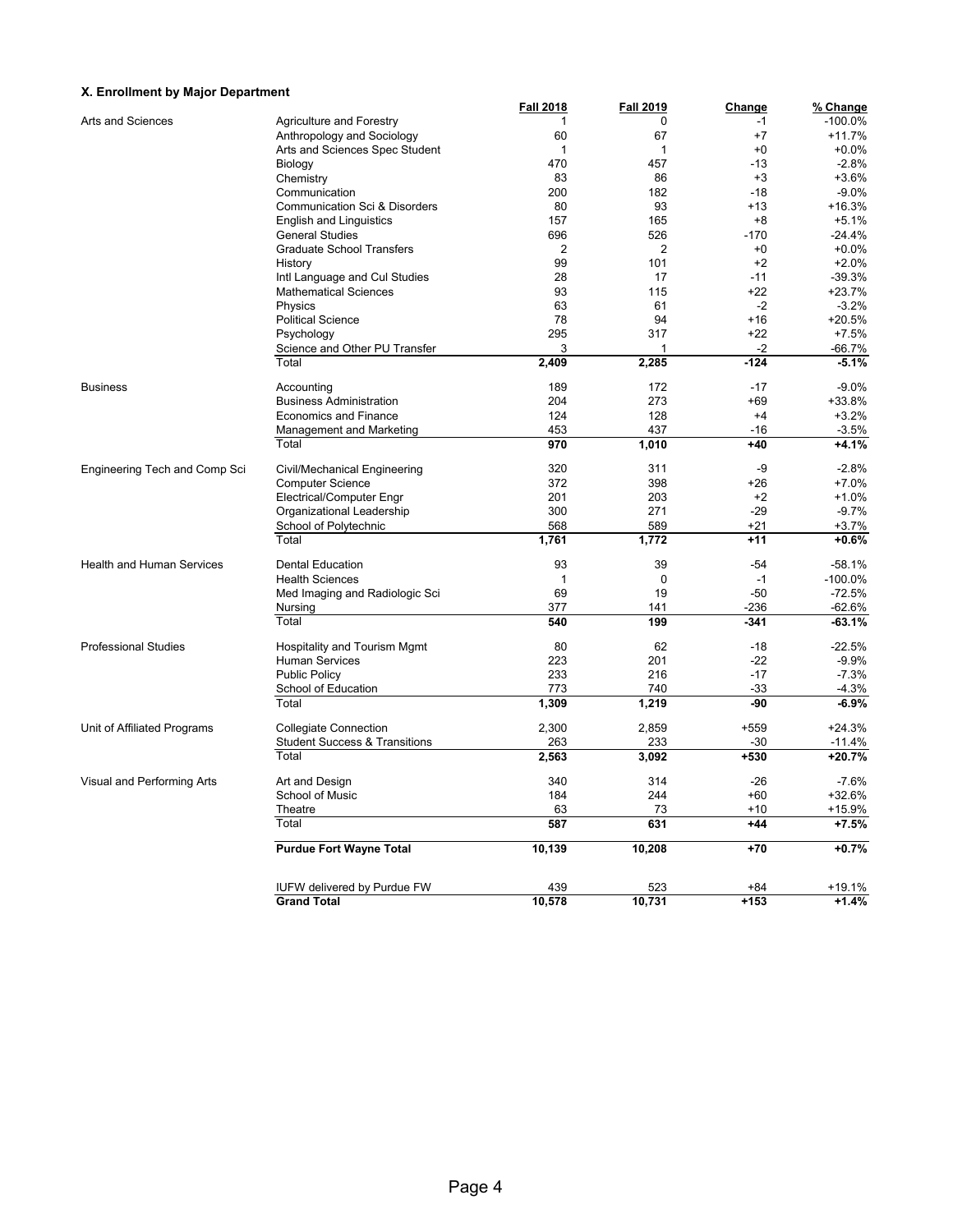### X. Enrollment by Major Department

| | | Fall 2018 | Fall 2019 | Change | % Change |
|---|---|---|---|---|---|
| Arts and Sciences | Agriculture and Forestry | 1 | 0 | -1 | -100.0% |
| | Anthropology and Sociology | 60 | 67 | +7 | +11.7% |
| | Arts and Sciences Spec Student | 1 | 1 | +0 | +0.0% |
| | Biology | 470 | 457 | -13 | -2.8% |
| | Chemistry | 83 | 86 | +3 | +3.6% |
| | Communication | 200 | 182 | -18 | -9.0% |
| | Communication Sci & Disorders | 80 | 93 | +13 | +16.3% |
| | English and Linguistics | 157 | 165 | +8 | +5.1% |
| | General Studies | 696 | 526 | -170 | -24.4% |
| | Graduate School Transfers | 2 | 2 | +0 | +0.0% |
| | History | 99 | 101 | +2 | +2.0% |
| | Intl Language and Cul Studies | 28 | 17 | -11 | -39.3% |
| | Mathematical Sciences | 93 | 115 | +22 | +23.7% |
| | Physics | 63 | 61 | -2 | -3.2% |
| | Political Science | 78 | 94 | +16 | +20.5% |
| | Psychology | 295 | 317 | +22 | +7.5% |
| | Science and Other PU Transfer | 3 | 1 | -2 | -66.7% |
| | Total | **2,409** | **2,285** | **-124** | **-5.1%** |
| Business | Accounting | 189 | 172 | -17 | -9.0% |
| | Business Administration | 204 | 273 | +69 | +33.8% |
| | Economics and Finance | 124 | 128 | +4 | +3.2% |
| | Management and Marketing | 453 | 437 | -16 | -3.5% |
| | Total | **970** | **1,010** | **+40** | **+4.1%** |
| Engineering Tech and Comp Sci | Civil/Mechanical Engineering | 320 | 311 | -9 | -2.8% |
| | Computer Science | 372 | 398 | +26 | +7.0% |
| | Electrical/Computer Engr | 201 | 203 | +2 | +1.0% |
| | Organizational Leadership | 300 | 271 | -29 | -9.7% |
| | School of Polytechnic | 568 | 589 | +21 | +3.7% |
| | Total | **1,761** | **1,772** | **+11** | **+0.6%** |
| Health and Human Services | Dental Education | 93 | 39 | -54 | -58.1% |
| | Health Sciences | 1 | 0 | -1 | -100.0% |
| | Med Imaging and Radiologic Sci | 69 | 19 | -50 | -72.5% |
| | Nursing | 377 | 141 | -236 | -62.6% |
| | Total | **540** | **199** | **-341** | **-63.1%** |
| Professional Studies | Hospitality and Tourism Mgmt | 80 | 62 | -18 | -22.5% |
| | Human Services | 223 | 201 | -22 | -9.9% |
| | Public Policy | 233 | 216 | -17 | -7.3% |
| | School of Education | 773 | 740 | -33 | -4.3% |
| | Total | **1,309** | **1,219** | **-90** | **-6.9%** |
| Unit of Affiliated Programs | Collegiate Connection | 2,300 | 2,859 | +559 | +24.3% |
| | Student Success & Transitions | 263 | 233 | -30 | -11.4% |
| | Total | **2,563** | **3,092** | **+530** | **+20.7%** |
| Visual and Performing Arts | Art and Design | 340 | 314 | -26 | -7.6% |
| | School of Music | 184 | 244 | +60 | +32.6% |
| | Theatre | 63 | 73 | +10 | +15.9% |
| | Total | **587** | **631** | **+44** | **+7.5%** |
| | **Purdue Fort Wayne Total** | **10,139** | **10,208** | **+70** | **+0.7%** |
| | IUFW delivered by Purdue FW | 439 | 523 | +84 | +19.1% |
| | **Grand Total** | **10,578** | **10,731** | **+153** | **+1.4%** |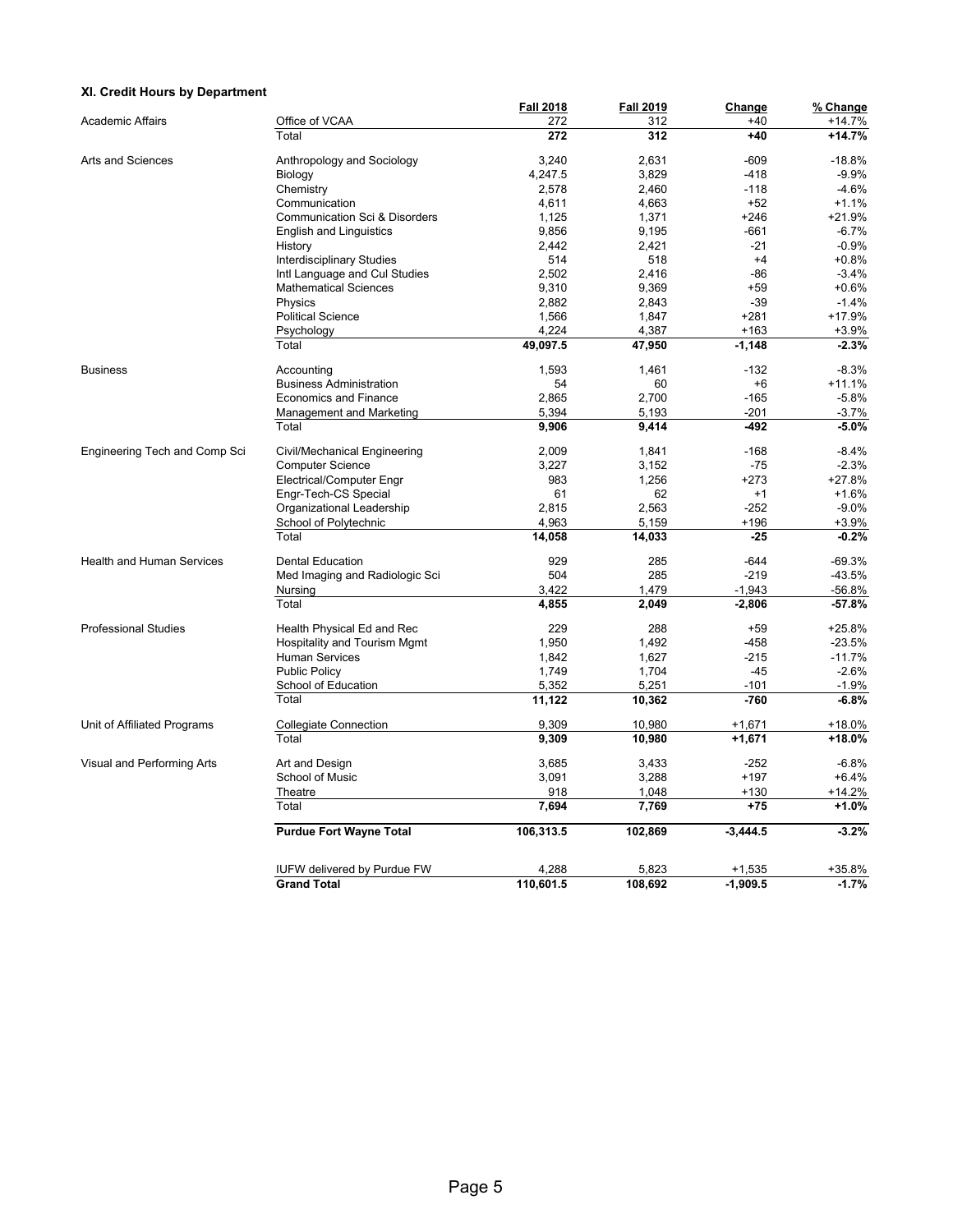### XI. Credit Hours by Department

| | | Fall 2018 | Fall 2019 | Change | % Change |
|---|---|---|---|---|---|
| Academic Affairs | Office of VCAA | 272 | 312 | +40 | +14.7% |
| | Total | **272** | **312** | **+40** | **+14.7%** |
| Arts and Sciences | Anthropology and Sociology | 3,240 | 2,631 | -609 | -18.8% |
| | Biology | 4,247.5 | 3,829 | -418 | -9.9% |
| | Chemistry | 2,578 | 2,460 | -118 | -4.6% |
| | Communication | 4,611 | 4,663 | +52 | +1.1% |
| | Communication Sci & Disorders | 1,125 | 1,371 | +246 | +21.9% |
| | English and Linguistics | 9,856 | 9,195 | -661 | -6.7% |
| | History | 2,442 | 2,421 | -21 | -0.9% |
| | Interdisciplinary Studies | 514 | 518 | +4 | +0.8% |
| | Intl Language and Cul Studies | 2,502 | 2,416 | -86 | -3.4% |
| | Mathematical Sciences | 9,310 | 9,369 | +59 | +0.6% |
| | Physics | 2,882 | 2,843 | -39 | -1.4% |
| | Political Science | 1,566 | 1,847 | +281 | +17.9% |
| | Psychology | 4,224 | 4,387 | +163 | +3.9% |
| | Total | **49,097.5** | **47,950** | **-1,148** | **-2.3%** |
| Business | Accounting | 1,593 | 1,461 | -132 | -8.3% |
| | Business Administration | 54 | 60 | +6 | +11.1% |
| | Economics and Finance | 2,865 | 2,700 | -165 | -5.8% |
| | Management and Marketing | 5,394 | 5,193 | -201 | -3.7% |
| | Total | **9,906** | **9,414** | **-492** | **-5.0%** |
| Engineering Tech and Comp Sci | Civil/Mechanical Engineering | 2,009 | 1,841 | -168 | -8.4% |
| | Computer Science | 3,227 | 3,152 | -75 | -2.3% |
| | Electrical/Computer Engr | 983 | 1,256 | +273 | +27.8% |
| | Engr-Tech-CS Special | 61 | 62 | +1 | +1.6% |
| | Organizational Leadership | 2,815 | 2,563 | -252 | -9.0% |
| | School of Polytechnic | 4,963 | 5,159 | +196 | +3.9% |
| | Total | **14,058** | **14,033** | **-25** | **-0.2%** |
| Health and Human Services | Dental Education | 929 | 285 | -644 | -69.3% |
| | Med Imaging and Radiologic Sci | 504 | 285 | -219 | -43.5% |
| | Nursing | 3,422 | 1,479 | -1,943 | -56.8% |
| | Total | **4,855** | **2,049** | **-2,806** | **-57.8%** |
| Professional Studies | Health Physical Ed and Rec | 229 | 288 | +59 | +25.8% |
| | Hospitality and Tourism Mgmt | 1,950 | 1,492 | -458 | -23.5% |
| | Human Services | 1,842 | 1,627 | -215 | -11.7% |
| | Public Policy | 1,749 | 1,704 | -45 | -2.6% |
| | School of Education | 5,352 | 5,251 | -101 | -1.9% |
| | Total | **11,122** | **10,362** | **-760** | **-6.8%** |
| Unit of Affiliated Programs | Collegiate Connection | 9,309 | 10,980 | +1,671 | +18.0% |
| | Total | **9,309** | **10,980** | **+1,671** | **+18.0%** |
| Visual and Performing Arts | Art and Design | 3,685 | 3,433 | -252 | -6.8% |
| | School of Music | 3,091 | 3,288 | +197 | +6.4% |
| | Theatre | 918 | 1,048 | +130 | +14.2% |
| | Total | **7,694** | **7,769** | **+75** | **+1.0%** |
| | **Purdue Fort Wayne Total** | **106,313.5** | **102,869** | **-3,444.5** | **-3.2%** |
| | IUFW delivered by Purdue FW | 4,288 | 5,823 | +1,535 | +35.8% |
| | **Grand Total** | **110,601.5** | **108,692** | **-1,909.5** | **-1.7%** |